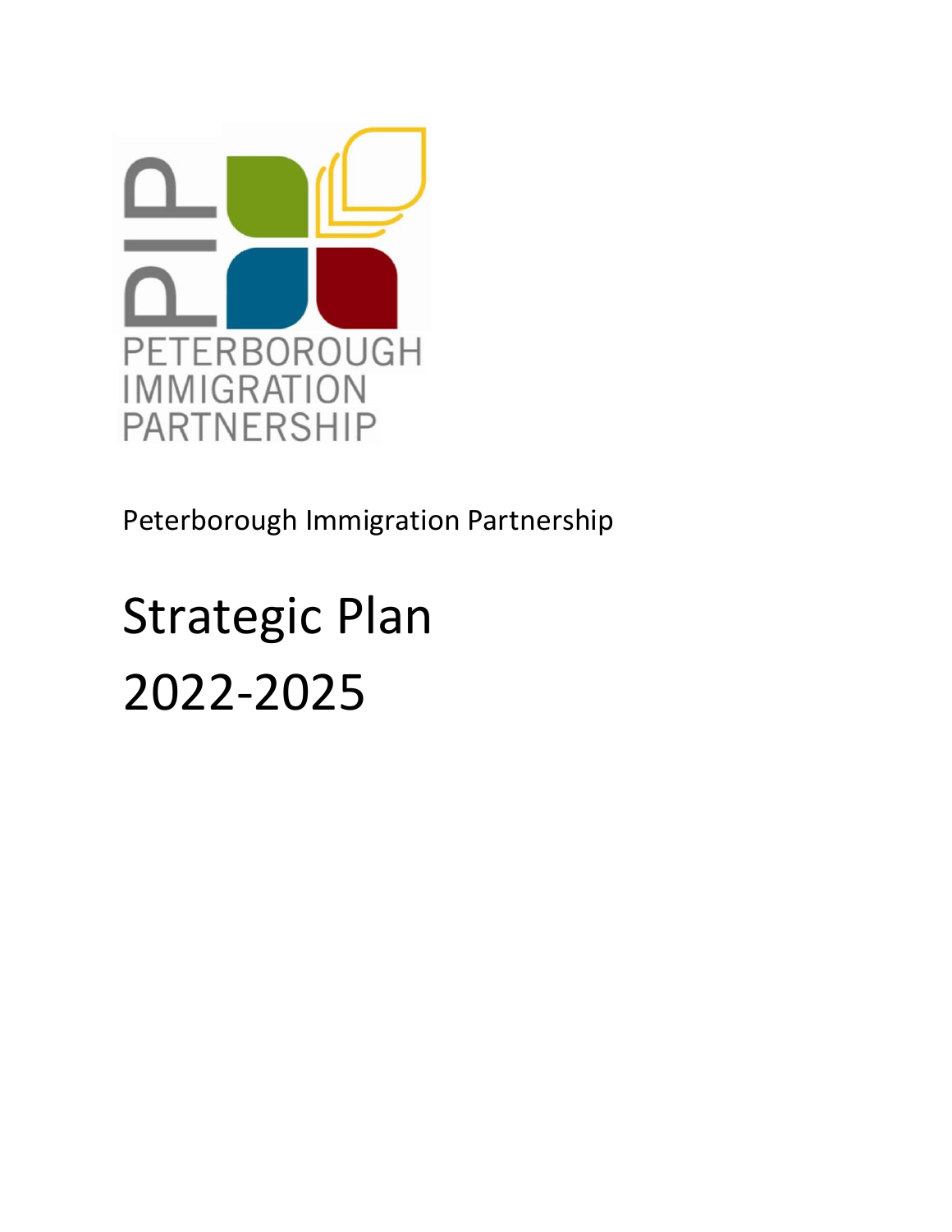PIP

PETERBOROUGH IMMIGRATION PARTNERSHIP

Peterborough Immigration Partnership

# Strategic Plan 2022-2025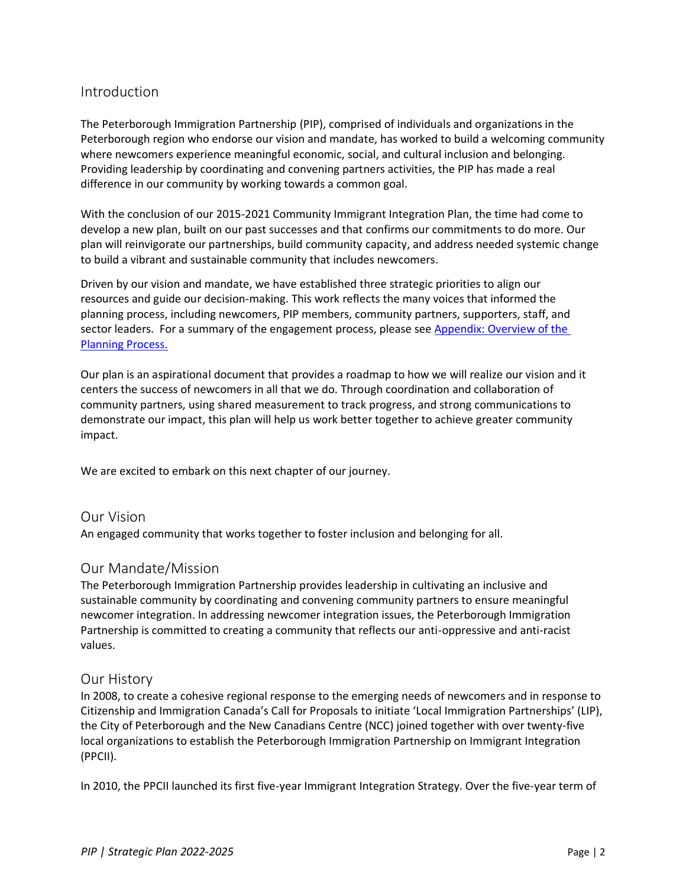## Introduction

The Peterborough Immigration Partnership (PIP), comprised of individuals and organizations in the Peterborough region who endorse our vision and mandate, has worked to build a welcoming community where newcomers experience meaningful economic, social, and cultural inclusion and belonging. Providing leadership by coordinating and convening partners activities, the PIP has made a real difference in our community by working towards a common goal.

With the conclusion of our 2015-2021 Community Immigrant Integration Plan, the time had come to develop a new plan, built on our past successes and that confirms our commitments to do more. Our plan will reinvigorate our partnerships, build community capacity, and address needed systemic change to build a vibrant and sustainable community that includes newcomers.

Driven by our vision and mandate, we have established three strategic priorities to align our resources and guide our decision-making. This work reflects the many voices that informed the planning process, including newcomers, PIP members, community partners, supporters, staff, and sector leaders. For a summary of the engagement process, please see [Appendix: Overview of the Planning Process.]

Our plan is an aspirational document that provides a roadmap to how we will realize our vision and it centers the success of newcomers in all that we do. Through coordination and collaboration of community partners, using shared measurement to track progress, and strong communications to demonstrate our impact, this plan will help us work better together to achieve greater community impact.

We are excited to embark on this next chapter of our journey.

## Our Vision

An engaged community that works together to foster inclusion and belonging for all.

## Our Mandate/Mission

The Peterborough Immigration Partnership provides leadership in cultivating an inclusive and sustainable community by coordinating and convening community partners to ensure meaningful newcomer integration. In addressing newcomer integration issues, the Peterborough Immigration Partnership is committed to creating a community that reflects our anti-oppressive and anti-racist values.

## Our History

In 2008, to create a cohesive regional response to the emerging needs of newcomers and in response to Citizenship and Immigration Canada's Call for Proposals to initiate 'Local Immigration Partnerships' (LIP), the City of Peterborough and the New Canadians Centre (NCC) joined together with over twenty-five local organizations to establish the Peterborough Immigration Partnership on Immigrant Integration (PPCII).

In 2010, the PPCII launched its first five-year Immigrant Integration Strategy. Over the five-year term of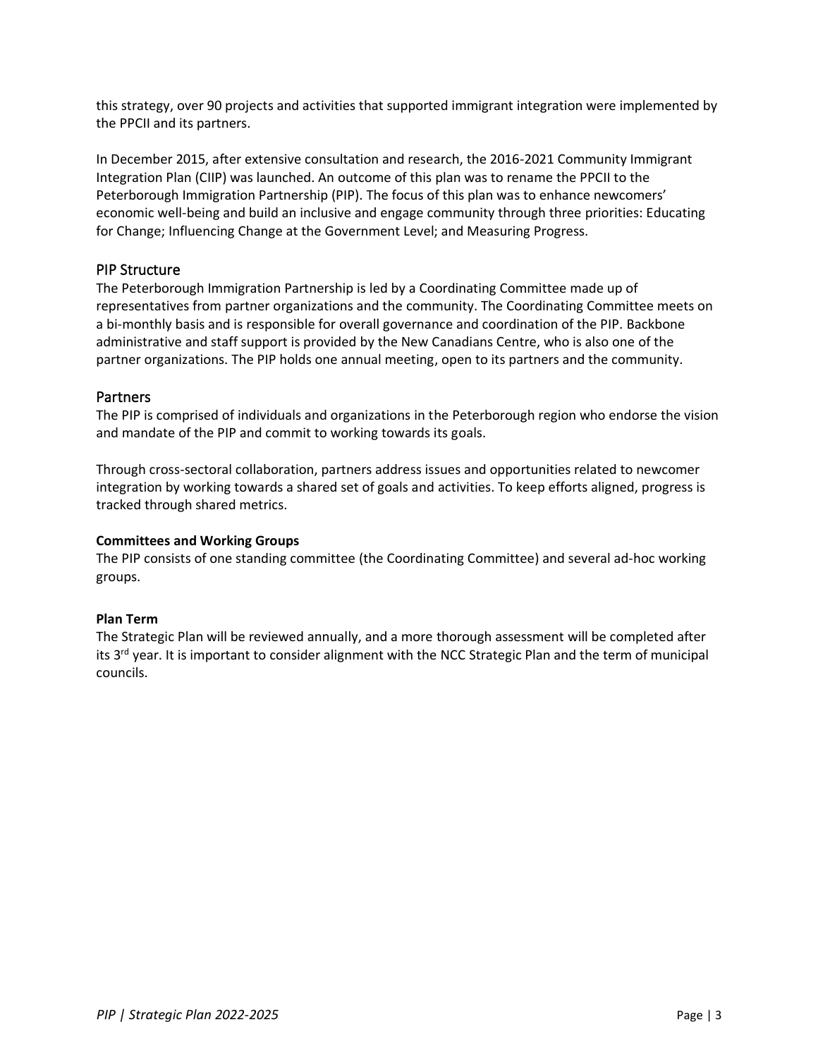this strategy, over 90 projects and activities that supported immigrant integration were implemented by the PPCII and its partners.

In December 2015, after extensive consultation and research, the 2016-2021 Community Immigrant Integration Plan (CIIP) was launched. An outcome of this plan was to rename the PPCII to the Peterborough Immigration Partnership (PIP). The focus of this plan was to enhance newcomers' economic well-being and build an inclusive and engage community through three priorities: Educating for Change; Influencing Change at the Government Level; and Measuring Progress.

## PIP Structure

The Peterborough Immigration Partnership is led by a Coordinating Committee made up of representatives from partner organizations and the community. The Coordinating Committee meets on a bi-monthly basis and is responsible for overall governance and coordination of the PIP. Backbone administrative and staff support is provided by the New Canadians Centre, who is also one of the partner organizations. The PIP holds one annual meeting, open to its partners and the community.

## Partners

The PIP is comprised of individuals and organizations in the Peterborough region who endorse the vision and mandate of the PIP and commit to working towards its goals.

Through cross-sectoral collaboration, partners address issues and opportunities related to newcomer integration by working towards a shared set of goals and activities. To keep efforts aligned, progress is tracked through shared metrics.

**Committees and Working Groups**

The PIP consists of one standing committee (the Coordinating Committee) and several ad-hoc working groups.

**Plan Term**

The Strategic Plan will be reviewed annually, and a more thorough assessment will be completed after its 3rd year. It is important to consider alignment with the NCC Strategic Plan and the term of municipal councils.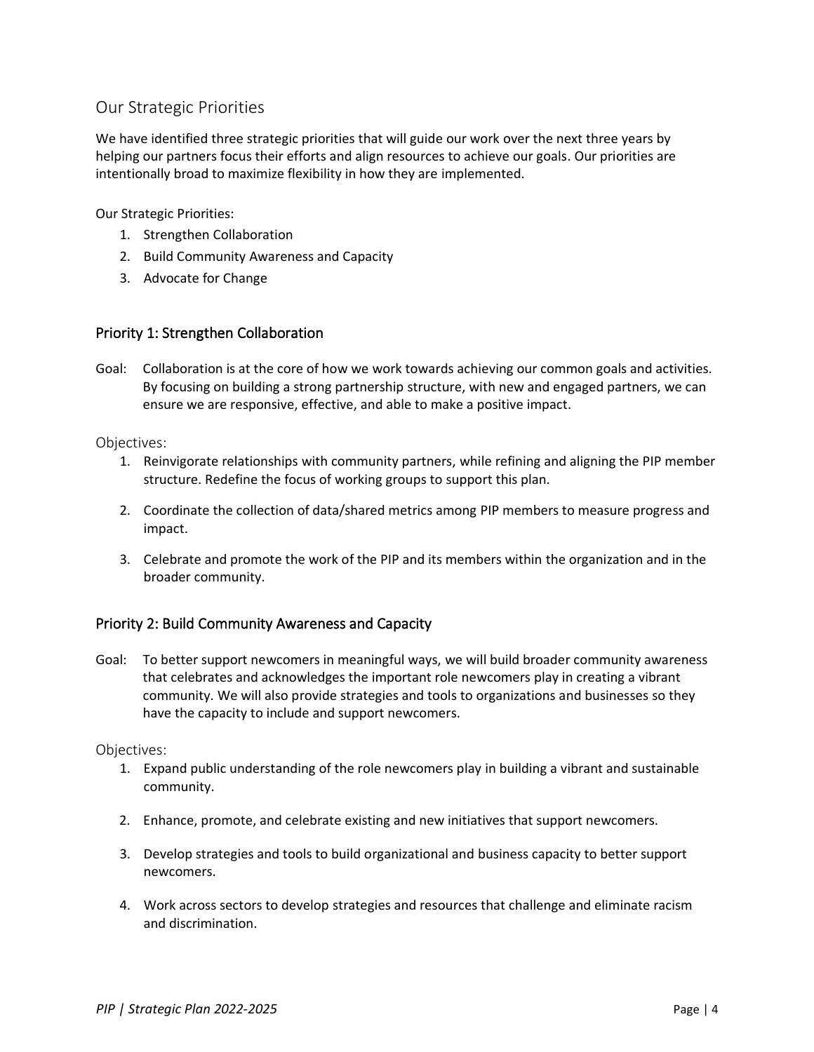## Our Strategic Priorities

We have identified three strategic priorities that will guide our work over the next three years by helping our partners focus their efforts and align resources to achieve our goals. Our priorities are intentionally broad to maximize flexibility in how they are implemented.

Our Strategic Priorities:

1. Strengthen Collaboration
2. Build Community Awareness and Capacity
3. Advocate for Change

### Priority 1: Strengthen Collaboration

Goal: Collaboration is at the core of how we work towards achieving our common goals and activities. By focusing on building a strong partnership structure, with new and engaged partners, we can ensure we are responsive, effective, and able to make a positive impact.

#### Objectives:

1. Reinvigorate relationships with community partners, while refining and aligning the PIP member structure. Redefine the focus of working groups to support this plan.
2. Coordinate the collection of data/shared metrics among PIP members to measure progress and impact.
3. Celebrate and promote the work of the PIP and its members within the organization and in the broader community.

### Priority 2: Build Community Awareness and Capacity

Goal: To better support newcomers in meaningful ways, we will build broader community awareness that celebrates and acknowledges the important role newcomers play in creating a vibrant community. We will also provide strategies and tools to organizations and businesses so they have the capacity to include and support newcomers.

#### Objectives:

1. Expand public understanding of the role newcomers play in building a vibrant and sustainable community.
2. Enhance, promote, and celebrate existing and new initiatives that support newcomers.
3. Develop strategies and tools to build organizational and business capacity to better support newcomers.
4. Work across sectors to develop strategies and resources that challenge and eliminate racism and discrimination.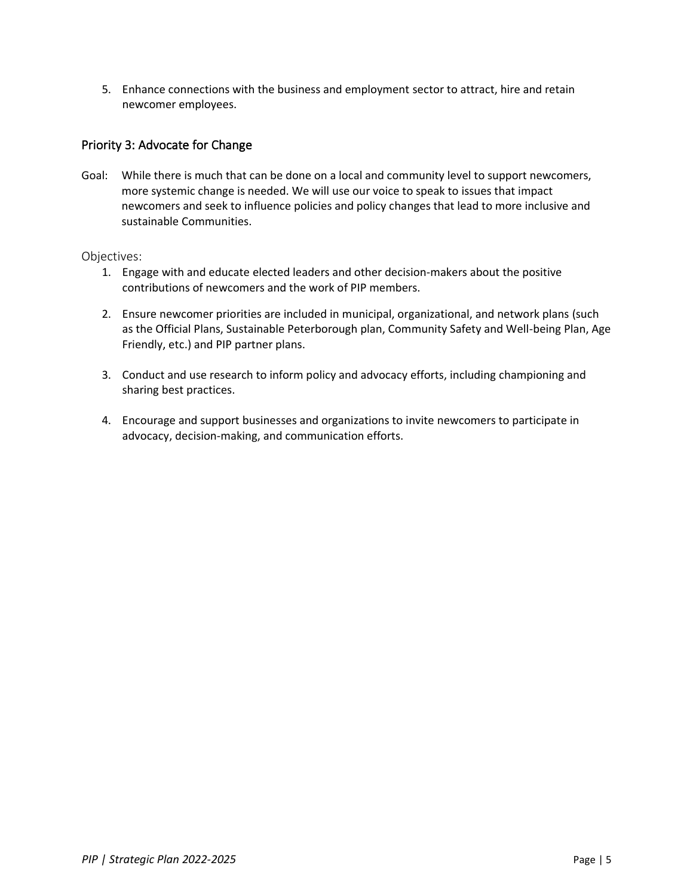5. Enhance connections with the business and employment sector to attract, hire and retain newcomer employees.

## Priority 3: Advocate for Change

Goal: While there is much that can be done on a local and community level to support newcomers, more systemic change is needed. We will use our voice to speak to issues that impact newcomers and seek to influence policies and policy changes that lead to more inclusive and sustainable Communities.

### Objectives:

1. Engage with and educate elected leaders and other decision-makers about the positive contributions of newcomers and the work of PIP members.
2. Ensure newcomer priorities are included in municipal, organizational, and network plans (such as the Official Plans, Sustainable Peterborough plan, Community Safety and Well-being Plan, Age Friendly, etc.) and PIP partner plans.
3. Conduct and use research to inform policy and advocacy efforts, including championing and sharing best practices.
4. Encourage and support businesses and organizations to invite newcomers to participate in advocacy, decision-making, and communication efforts.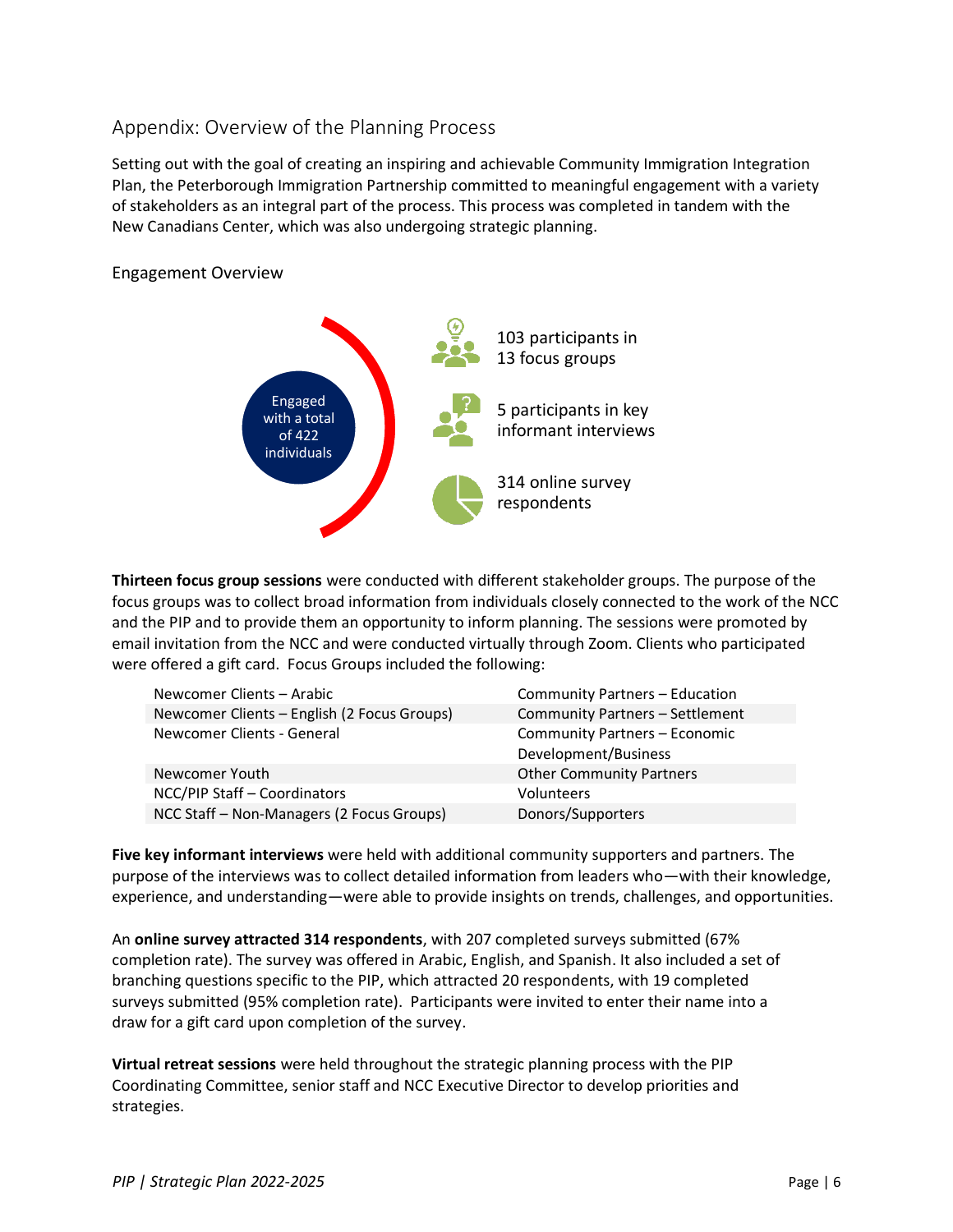## Appendix: Overview of the Planning Process

Setting out with the goal of creating an inspiring and achievable Community Immigration Integration Plan, the Peterborough Immigration Partnership committed to meaningful engagement with a variety of stakeholders as an integral part of the process. This process was completed in tandem with the New Canadians Center, which was also undergoing strategic planning.

### Engagement Overview

Engaged with a total of 422 individuals

103 participants in 13 focus groups

5 participants in key informant interviews

314 online survey respondents

**Thirteen focus group sessions** were conducted with different stakeholder groups. The purpose of the focus groups was to collect broad information from individuals closely connected to the work of the NCC and the PIP and to provide them an opportunity to inform planning. The sessions were promoted by email invitation from the NCC and were conducted virtually through Zoom. Clients who participated were offered a gift card. Focus Groups included the following:

| | |
|---|---|
| Newcomer Clients – Arabic | Community Partners – Education |
| Newcomer Clients – English (2 Focus Groups) | Community Partners – Settlement |
| Newcomer Clients - General | Community Partners – Economic Development/Business |
| Newcomer Youth | Other Community Partners |
| NCC/PIP Staff – Coordinators | Volunteers |
| NCC Staff – Non-Managers (2 Focus Groups) | Donors/Supporters |

**Five key informant interviews** were held with additional community supporters and partners. The purpose of the interviews was to collect detailed information from leaders who—with their knowledge, experience, and understanding—were able to provide insights on trends, challenges, and opportunities.

An **online survey attracted 314 respondents**, with 207 completed surveys submitted (67% completion rate). The survey was offered in Arabic, English, and Spanish. It also included a set of branching questions specific to the PIP, which attracted 20 respondents, with 19 completed surveys submitted (95% completion rate). Participants were invited to enter their name into a draw for a gift card upon completion of the survey.

**Virtual retreat sessions** were held throughout the strategic planning process with the PIP Coordinating Committee, senior staff and NCC Executive Director to develop priorities and strategies.